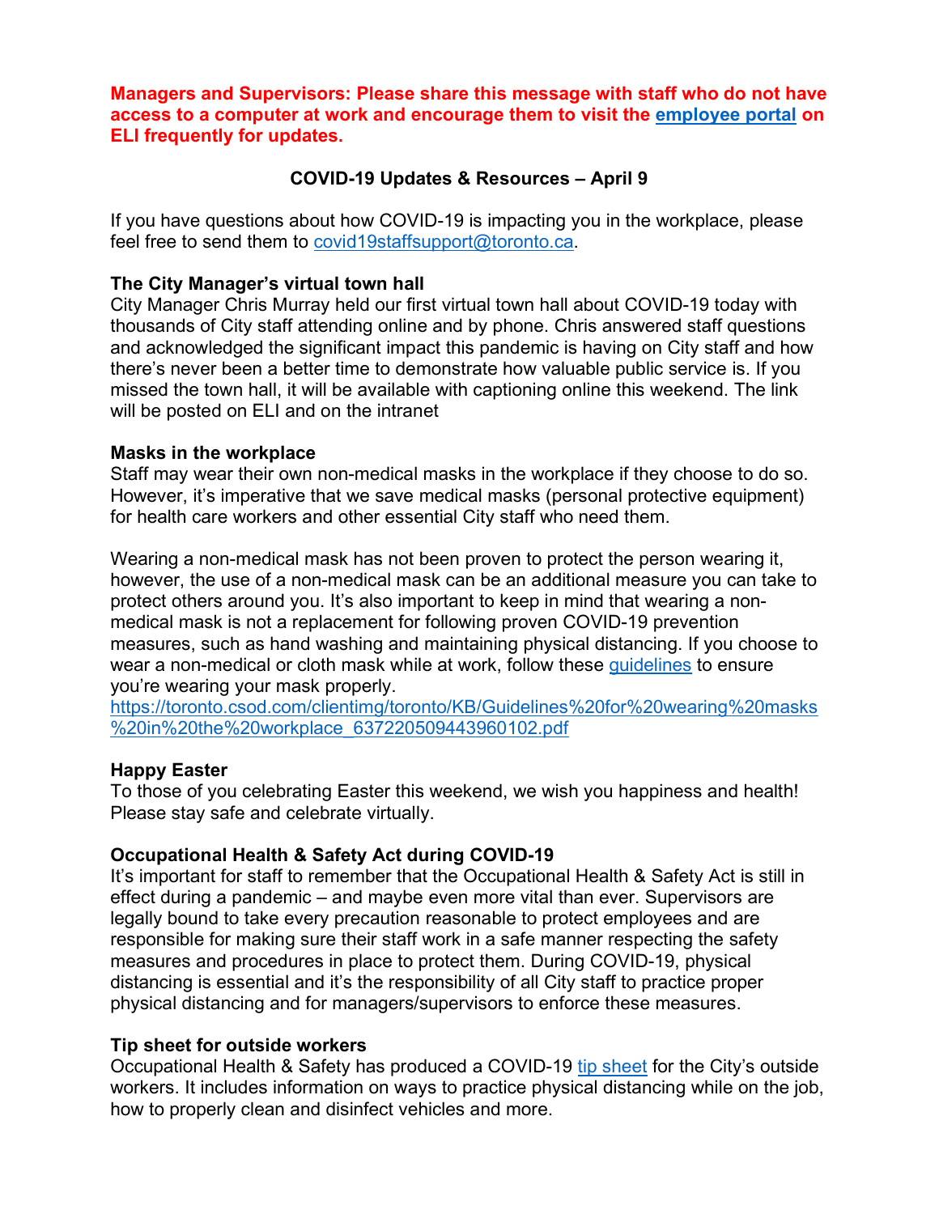**Managers and Supervisors: Please share this message with staff who do not have access to a computer at work and encourage them to visit the employee portal on ELI frequently for updates.**

## COVID-19 Updates & Resources – April 9

If you have questions about how COVID-19 is impacting you in the workplace, please feel free to send them to covid19staffsupport@toronto.ca.

### The City Manager's virtual town hall

City Manager Chris Murray held our first virtual town hall about COVID-19 today with thousands of City staff attending online and by phone. Chris answered staff questions and acknowledged the significant impact this pandemic is having on City staff and how there's never been a better time to demonstrate how valuable public service is. If you missed the town hall, it will be available with captioning online this weekend. The link will be posted on ELI and on the intranet

### Masks in the workplace

Staff may wear their own non-medical masks in the workplace if they choose to do so. However, it's imperative that we save medical masks (personal protective equipment) for health care workers and other essential City staff who need them.

Wearing a non-medical mask has not been proven to protect the person wearing it, however, the use of a non-medical mask can be an additional measure you can take to protect others around you. It's also important to keep in mind that wearing a non-medical mask is not a replacement for following proven COVID-19 prevention measures, such as hand washing and maintaining physical distancing. If you choose to wear a non-medical or cloth mask while at work, follow these guidelines to ensure you're wearing your mask properly.
https://toronto.csod.com/clientimg/toronto/KB/Guidelines%20for%20wearing%20masks%20in%20the%20workplace_637220509443960102.pdf

### Happy Easter

To those of you celebrating Easter this weekend, we wish you happiness and health! Please stay safe and celebrate virtually.

### Occupational Health & Safety Act during COVID-19

It's important for staff to remember that the Occupational Health & Safety Act is still in effect during a pandemic – and maybe even more vital than ever. Supervisors are legally bound to take every precaution reasonable to protect employees and are responsible for making sure their staff work in a safe manner respecting the safety measures and procedures in place to protect them. During COVID-19, physical distancing is essential and it's the responsibility of all City staff to practice proper physical distancing and for managers/supervisors to enforce these measures.

### Tip sheet for outside workers

Occupational Health & Safety has produced a COVID-19 tip sheet for the City's outside workers. It includes information on ways to practice physical distancing while on the job, how to properly clean and disinfect vehicles and more.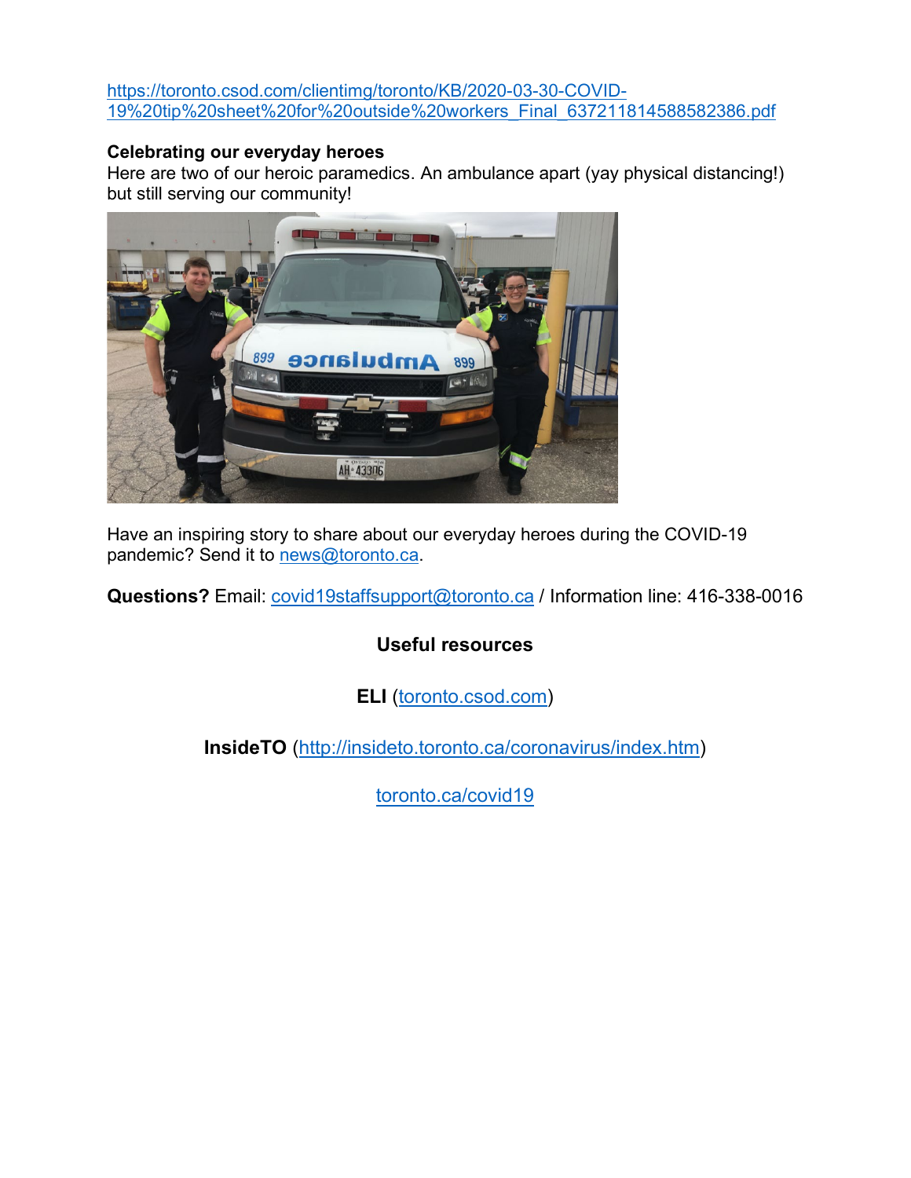https://toronto.csod.com/clientimg/toronto/KB/2020-03-30-COVID-19%20tip%20sheet%20for%20outside%20workers_Final_637211814588582386.pdf

**Celebrating our everyday heroes**
Here are two of our heroic paramedics. An ambulance apart (yay physical distancing!) but still serving our community!

Have an inspiring story to share about our everyday heroes during the COVID-19 pandemic? Send it to news@toronto.ca.

**Questions?** Email: covid19staffsupport@toronto.ca / Information line: 416-338-0016

**Useful resources**

**ELI** (toronto.csod.com)

**InsideTO** (http://insideto.toronto.ca/coronavirus/index.htm)

toronto.ca/covid19